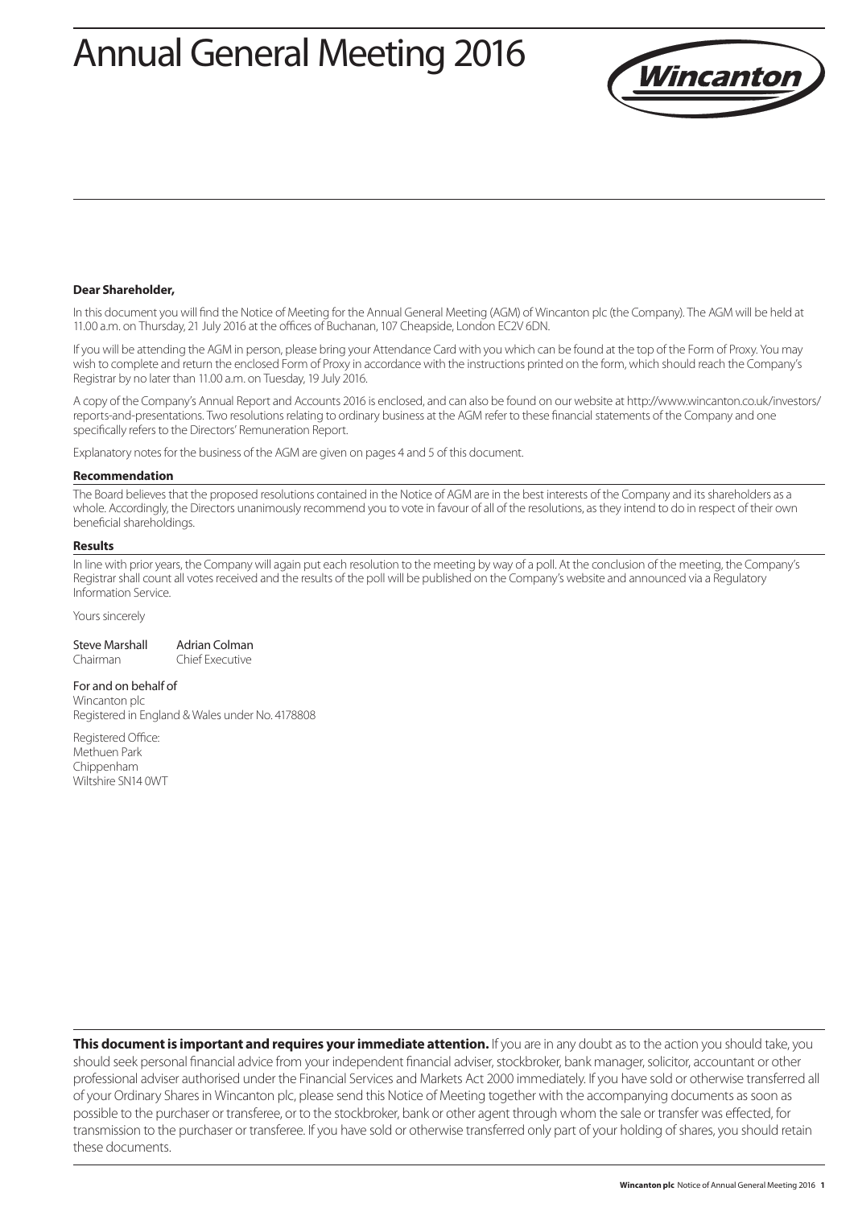# Annual General Meeting 2016

**Dear Shareholder,**

In this document you will find the Notice of Meeting for the Annual General Meeting (AGM) of Wincanton plc (the Company). The AGM will be held at 11.00 a.m. on Thursday, 21 July 2016 at the offices of Buchanan, 107 Cheapside, London EC2V 6DN.

If you will be attending the AGM in person, please bring your Attendance Card with you which can be found at the top of the Form of Proxy. You may wish to complete and return the enclosed Form of Proxy in accordance with the instructions printed on the form, which should reach the Company's Registrar by no later than 11.00 a.m. on Tuesday, 19 July 2016.

A copy of the Company's Annual Report and Accounts 2016 is enclosed, and can also be found on our website at http://www.wincanton.co.uk/investors/reports-and-presentations. Two resolutions relating to ordinary business at the AGM refer to these financial statements of the Company and one specifically refers to the Directors' Remuneration Report.

Explanatory notes for the business of the AGM are given on pages 4 and 5 of this document.

**Recommendation**

The Board believes that the proposed resolutions contained in the Notice of AGM are in the best interests of the Company and its shareholders as a whole. Accordingly, the Directors unanimously recommend you to vote in favour of all of the resolutions, as they intend to do in respect of their own beneficial shareholdings.

**Results**

In line with prior years, the Company will again put each resolution to the meeting by way of a poll. At the conclusion of the meeting, the Company's Registrar shall count all votes received and the results of the poll will be published on the Company's website and announced via a Regulatory Information Service.

Yours sincerely

Steve Marshall
Chairman

Adrian Colman
Chief Executive

For and on behalf of
Wincanton plc
Registered in England & Wales under No. 4178808

Registered Office:
Methuen Park
Chippenham
Wiltshire SN14 0WT

**This document is important and requires your immediate attention.** If you are in any doubt as to the action you should take, you should seek personal financial advice from your independent financial adviser, stockbroker, bank manager, solicitor, accountant or other professional adviser authorised under the Financial Services and Markets Act 2000 immediately. If you have sold or otherwise transferred all of your Ordinary Shares in Wincanton plc, please send this Notice of Meeting together with the accompanying documents as soon as possible to the purchaser or transferee, or to the stockbroker, bank or other agent through whom the sale or transfer was effected, for transmission to the purchaser or transferee. If you have sold or otherwise transferred only part of your holding of shares, you should retain these documents.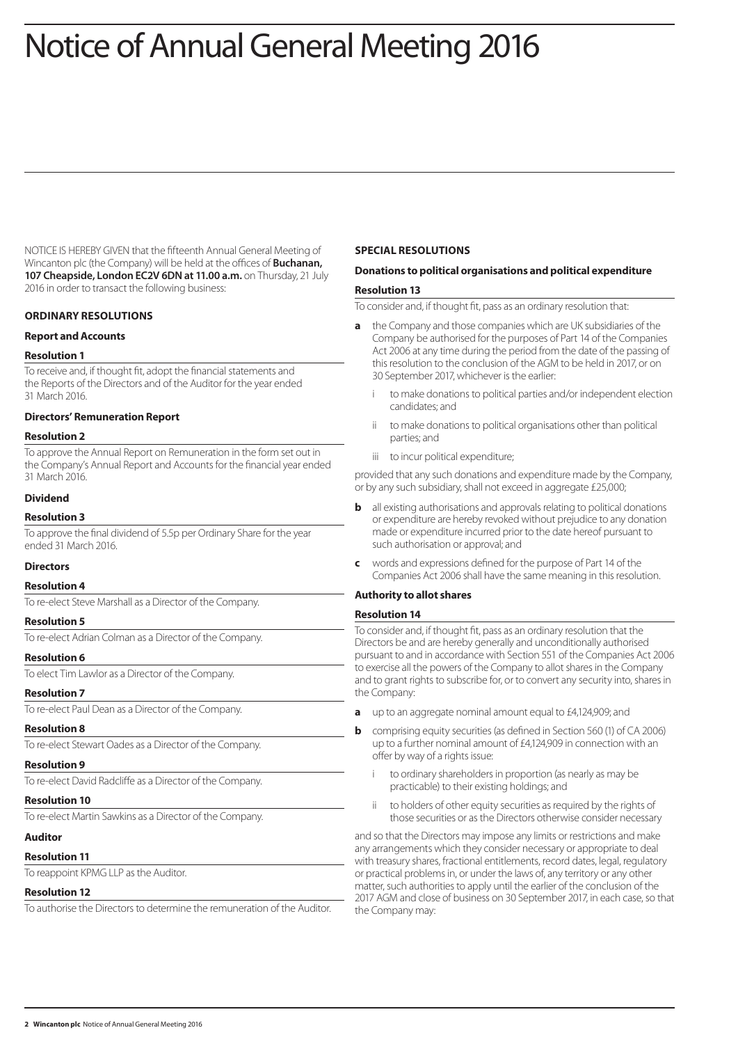# Notice of Annual General Meeting 2016

NOTICE IS HEREBY GIVEN that the fifteenth Annual General Meeting of Wincanton plc (the Company) will be held at the offices of **Buchanan, 107 Cheapside, London EC2V 6DN at 11.00 a.m.** on Thursday, 21 July 2016 in order to transact the following business:

## ORDINARY RESOLUTIONS

### Report and Accounts

#### Resolution 1

To receive and, if thought fit, adopt the financial statements and the Reports of the Directors and of the Auditor for the year ended 31 March 2016.

### Directors' Remuneration Report

#### Resolution 2

To approve the Annual Report on Remuneration in the form set out in the Company's Annual Report and Accounts for the financial year ended 31 March 2016.

### Dividend

#### Resolution 3

To approve the final dividend of 5.5p per Ordinary Share for the year ended 31 March 2016.

### Directors

#### Resolution 4

To re-elect Steve Marshall as a Director of the Company.

#### Resolution 5

To re-elect Adrian Colman as a Director of the Company.

#### Resolution 6

To elect Tim Lawlor as a Director of the Company.

#### Resolution 7

To re-elect Paul Dean as a Director of the Company.

#### Resolution 8

To re-elect Stewart Oades as a Director of the Company.

#### Resolution 9

To re-elect David Radcliffe as a Director of the Company.

#### Resolution 10

To re-elect Martin Sawkins as a Director of the Company.

### Auditor

#### Resolution 11

To reappoint KPMG LLP as the Auditor.

#### Resolution 12

To authorise the Directors to determine the remuneration of the Auditor.

## SPECIAL RESOLUTIONS

### Donations to political organisations and political expenditure

#### Resolution 13

To consider and, if thought fit, pass as an ordinary resolution that:

**a** the Company and those companies which are UK subsidiaries of the Company be authorised for the purposes of Part 14 of the Companies Act 2006 at any time during the period from the date of the passing of this resolution to the conclusion of the AGM to be held in 2017, or on 30 September 2017, whichever is the earlier:

- i to make donations to political parties and/or independent election candidates; and
- ii to make donations to political organisations other than political parties; and
- iii to incur political expenditure;

provided that any such donations and expenditure made by the Company, or by any such subsidiary, shall not exceed in aggregate £25,000;

**b** all existing authorisations and approvals relating to political donations or expenditure are hereby revoked without prejudice to any donation made or expenditure incurred prior to the date hereof pursuant to such authorisation or approval; and

**c** words and expressions defined for the purpose of Part 14 of the Companies Act 2006 shall have the same meaning in this resolution.

### Authority to allot shares

#### Resolution 14

To consider and, if thought fit, pass as an ordinary resolution that the Directors be and are hereby generally and unconditionally authorised pursuant to and in accordance with Section 551 of the Companies Act 2006 to exercise all the powers of the Company to allot shares in the Company and to grant rights to subscribe for, or to convert any security into, shares in the Company:

**a** up to an aggregate nominal amount equal to £4,124,909; and

**b** comprising equity securities (as defined in Section 560 (1) of CA 2006) up to a further nominal amount of £4,124,909 in connection with an offer by way of a rights issue:

- i to ordinary shareholders in proportion (as nearly as may be practicable) to their existing holdings; and
- ii to holders of other equity securities as required by the rights of those securities or as the Directors otherwise consider necessary

and so that the Directors may impose any limits or restrictions and make any arrangements which they consider necessary or appropriate to deal with treasury shares, fractional entitlements, record dates, legal, regulatory or practical problems in, or under the laws of, any territory or any other matter, such authorities to apply until the earlier of the conclusion of the 2017 AGM and close of business on 30 September 2017, in each case, so that the Company may: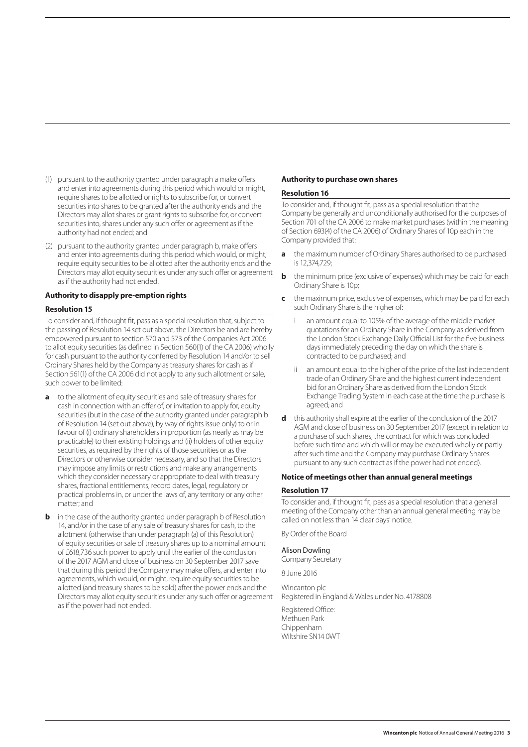(1) pursuant to the authority granted under paragraph a make offers and enter into agreements during this period which would or might, require shares to be allotted or rights to subscribe for, or convert securities into shares to be granted after the authority ends and the Directors may allot shares or grant rights to subscribe for, or convert securities into, shares under any such offer or agreement as if the authority had not ended; and

(2) pursuant to the authority granted under paragraph b, make offers and enter into agreements during this period which would, or might, require equity securities to be allotted after the authority ends and the Directors may allot equity securities under any such offer or agreement as if the authority had not ended.

### Authority to disapply pre-emption rights

#### Resolution 15

To consider and, if thought fit, pass as a special resolution that, subject to the passing of Resolution 14 set out above, the Directors be and are hereby empowered pursuant to section 570 and 573 of the Companies Act 2006 to allot equity securities (as defined in Section 560(1) of the CA 2006) wholly for cash pursuant to the authority conferred by Resolution 14 and/or to sell Ordinary Shares held by the Company as treasury shares for cash as if Section 561(1) of the CA 2006 did not apply to any such allotment or sale, such power to be limited:

**a** to the allotment of equity securities and sale of treasury shares for cash in connection with an offer of, or invitation to apply for, equity securities (but in the case of the authority granted under paragraph b of Resolution 14 (set out above), by way of rights issue only) to or in favour of (i) ordinary shareholders in proportion (as nearly as may be practicable) to their existing holdings and (ii) holders of other equity securities, as required by the rights of those securities or as the Directors or otherwise consider necessary, and so that the Directors may impose any limits or restrictions and make any arrangements which they consider necessary or appropriate to deal with treasury shares, fractional entitlements, record dates, legal, regulatory or practical problems in, or under the laws of, any territory or any other matter; and

**b** in the case of the authority granted under paragraph b of Resolution 14, and/or in the case of any sale of treasury shares for cash, to the allotment (otherwise than under paragraph (a) of this Resolution) of equity securities or sale of treasury shares up to a nominal amount of £618,736 such power to apply until the earlier of the conclusion of the 2017 AGM and close of business on 30 September 2017 save that during this period the Company may make offers, and enter into agreements, which would, or might, require equity securities to be allotted (and treasury shares to be sold) after the power ends and the Directors may allot equity securities under any such offer or agreement as if the power had not ended.

### Authority to purchase own shares

#### Resolution 16

To consider and, if thought fit, pass as a special resolution that the Company be generally and unconditionally authorised for the purposes of Section 701 of the CA 2006 to make market purchases (within the meaning of Section 693(4) of the CA 2006) of Ordinary Shares of 10p each in the Company provided that:

**a** the maximum number of Ordinary Shares authorised to be purchased is 12,374,729;

**b** the minimum price (exclusive of expenses) which may be paid for each Ordinary Share is 10p;

**c** the maximum price, exclusive of expenses, which may be paid for each such Ordinary Share is the higher of:

- i an amount equal to 105% of the average of the middle market quotations for an Ordinary Share in the Company as derived from the London Stock Exchange Daily Official List for the five business days immediately preceding the day on which the share is contracted to be purchased; and
- ii an amount equal to the higher of the price of the last independent trade of an Ordinary Share and the highest current independent bid for an Ordinary Share as derived from the London Stock Exchange Trading System in each case at the time the purchase is agreed; and

**d** this authority shall expire at the earlier of the conclusion of the 2017 AGM and close of business on 30 September 2017 (except in relation to a purchase of such shares, the contract for which was concluded before such time and which will or may be executed wholly or partly after such time and the Company may purchase Ordinary Shares pursuant to any such contract as if the power had not ended).

### Notice of meetings other than annual general meetings

#### Resolution 17

To consider and, if thought fit, pass as a special resolution that a general meeting of the Company other than an annual general meeting may be called on not less than 14 clear days' notice.

By Order of the Board

Alison Dowling
Company Secretary

8 June 2016

Wincanton plc
Registered in England & Wales under No. 4178808

Registered Office:
Methuen Park
Chippenham
Wiltshire SN14 0WT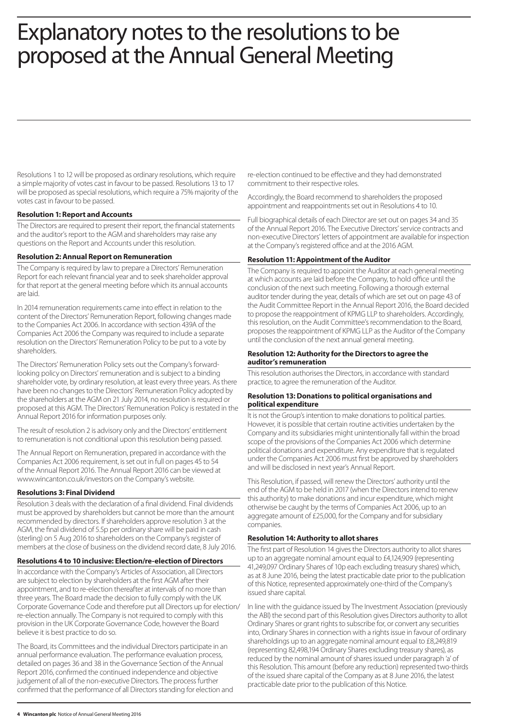# Explanatory notes to the resolutions to be proposed at the Annual General Meeting

Resolutions 1 to 12 will be proposed as ordinary resolutions, which require a simple majority of votes cast in favour to be passed. Resolutions 13 to 17 will be proposed as special resolutions, which require a 75% majority of the votes cast in favour to be passed.

**Resolution 1: Report and Accounts**

The Directors are required to present their report, the financial statements and the auditor's report to the AGM and shareholders may raise any questions on the Report and Accounts under this resolution.

**Resolution 2: Annual Report on Remuneration**

The Company is required by law to prepare a Directors' Remuneration Report for each relevant financial year and to seek shareholder approval for that report at the general meeting before which its annual accounts are laid.

In 2014 remuneration requirements came into effect in relation to the content of the Directors' Remuneration Report, following changes made to the Companies Act 2006. In accordance with section 439A of the Companies Act 2006 the Company was required to include a separate resolution on the Directors' Remuneration Policy to be put to a vote by shareholders.

The Directors' Remuneration Policy sets out the Company's forward-looking policy on Directors' remuneration and is subject to a binding shareholder vote, by ordinary resolution, at least every three years. As there have been no changes to the Directors' Remuneration Policy adopted by the shareholders at the AGM on 21 July 2014, no resolution is required or proposed at this AGM. The Directors' Remuneration Policy is restated in the Annual Report 2016 for information purposes only.

The result of resolution 2 is advisory only and the Directors' entitlement to remuneration is not conditional upon this resolution being passed.

The Annual Report on Remuneration, prepared in accordance with the Companies Act 2006 requirement, is set out in full on pages 45 to 54 of the Annual Report 2016. The Annual Report 2016 can be viewed at www.wincanton.co.uk/investors on the Company's website.

**Resolutions 3: Final Dividend**

Resolution 3 deals with the declaration of a final dividend. Final dividends must be approved by shareholders but cannot be more than the amount recommended by directors. If shareholders approve resolution 3 at the AGM, the final dividend of 5.5p per ordinary share will be paid in cash (sterling) on 5 Aug 2016 to shareholders on the Company's register of members at the close of business on the dividend record date, 8 July 2016.

**Resolutions 4 to 10 inclusive: Election/re-election of Directors**

In accordance with the Company's Articles of Association, all Directors are subject to election by shareholders at the first AGM after their appointment, and to re-election thereafter at intervals of no more than three years. The Board made the decision to fully comply with the UK Corporate Governance Code and therefore put all Directors up for election/re-election annually. The Company is not required to comply with this provision in the UK Corporate Governance Code, however the Board believe it is best practice to do so.

The Board, its Committees and the individual Directors participate in an annual performance evaluation. The performance evaluation process, detailed on pages 36 and 38 in the Governance Section of the Annual Report 2016, confirmed the continued independence and objective judgement of all of the non-executive Directors. The process further confirmed that the performance of all Directors standing for election and re-election continued to be effective and they had demonstrated commitment to their respective roles.

Accordingly, the Board recommend to shareholders the proposed appointment and reappointments set out in Resolutions 4 to 10.

Full biographical details of each Director are set out on pages 34 and 35 of the Annual Report 2016. The Executive Directors' service contracts and non-executive Directors' letters of appointment are available for inspection at the Company's registered office and at the 2016 AGM.

**Resolution 11: Appointment of the Auditor**

The Company is required to appoint the Auditor at each general meeting at which accounts are laid before the Company, to hold office until the conclusion of the next such meeting. Following a thorough external auditor tender during the year, details of which are set out on page 43 of the Audit Committee Report in the Annual Report 2016, the Board decided to propose the reappointment of KPMG LLP to shareholders. Accordingly, this resolution, on the Audit Committee's recommendation to the Board, proposes the reappointment of KPMG LLP as the Auditor of the Company until the conclusion of the next annual general meeting.

**Resolution 12: Authority for the Directors to agree the auditor's remuneration**

This resolution authorises the Directors, in accordance with standard practice, to agree the remuneration of the Auditor.

**Resolution 13: Donations to political organisations and political expenditure**

It is not the Group's intention to make donations to political parties. However, it is possible that certain routine activities undertaken by the Company and its subsidiaries might unintentionally fall within the broad scope of the provisions of the Companies Act 2006 which determine political donations and expenditure. Any expenditure that is regulated under the Companies Act 2006 must first be approved by shareholders and will be disclosed in next year's Annual Report.

This Resolution, if passed, will renew the Directors' authority until the end of the AGM to be held in 2017 (when the Directors intend to renew this authority) to make donations and incur expenditure, which might otherwise be caught by the terms of Companies Act 2006, up to an aggregate amount of £25,000, for the Company and for subsidiary companies.

**Resolution 14: Authority to allot shares**

The first part of Resolution 14 gives the Directors authority to allot shares up to an aggregate nominal amount equal to £4,124,909 (representing 41,249,097 Ordinary Shares of 10p each excluding treasury shares) which, as at 8 June 2016, being the latest practicable date prior to the publication of this Notice, represented approximately one-third of the Company's issued share capital.

In line with the guidance issued by The Investment Association (previously the ABI) the second part of this Resolution gives Directors authority to allot Ordinary Shares or grant rights to subscribe for, or convert any securities into, Ordinary Shares in connection with a rights issue in favour of ordinary shareholdings up to an aggregate nominal amount equal to £8,249,819 (representing 82,498,194 Ordinary Shares excluding treasury shares), as reduced by the nominal amount of shares issued under paragraph 'a' of this Resolution. This amount (before any reduction) represented two-thirds of the issued share capital of the Company as at 8 June 2016, the latest practicable date prior to the publication of this Notice.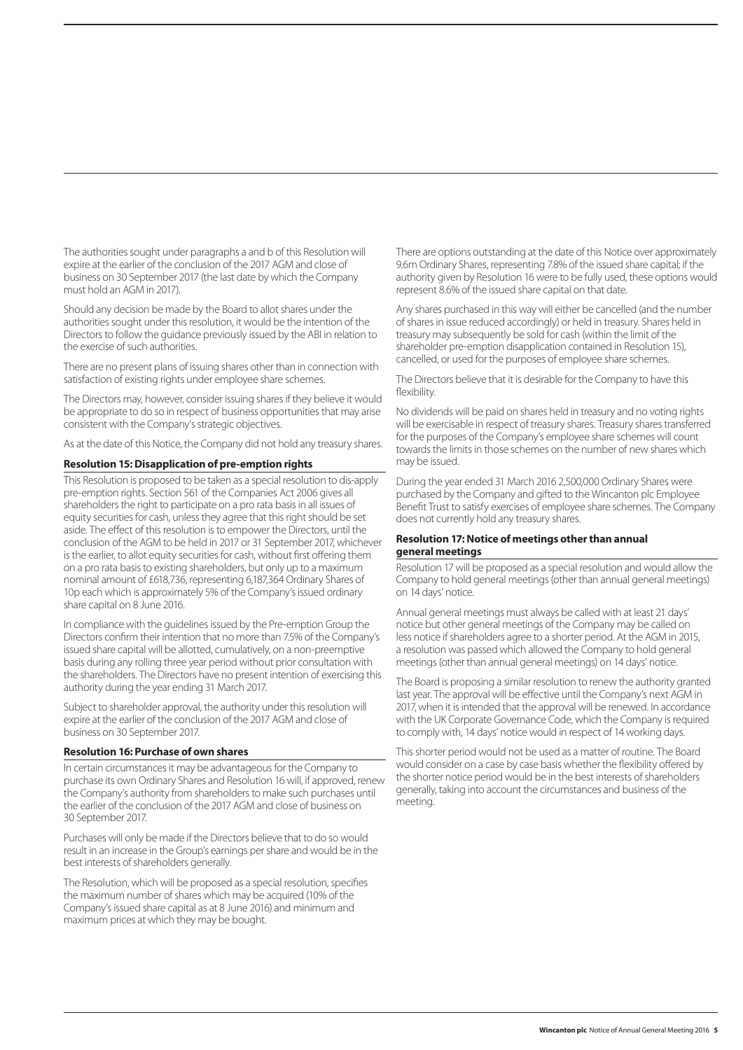The authorities sought under paragraphs a and b of this Resolution will expire at the earlier of the conclusion of the 2017 AGM and close of business on 30 September 2017 (the last date by which the Company must hold an AGM in 2017).

Should any decision be made by the Board to allot shares under the authorities sought under this resolution, it would be the intention of the Directors to follow the guidance previously issued by the ABI in relation to the exercise of such authorities.

There are no present plans of issuing shares other than in connection with satisfaction of existing rights under employee share schemes.

The Directors may, however, consider issuing shares if they believe it would be appropriate to do so in respect of business opportunities that may arise consistent with the Company's strategic objectives.

As at the date of this Notice, the Company did not hold any treasury shares.

**Resolution 15: Disapplication of pre-emption rights**

This Resolution is proposed to be taken as a special resolution to dis-apply pre-emption rights. Section 561 of the Companies Act 2006 gives all shareholders the right to participate on a pro rata basis in all issues of equity securities for cash, unless they agree that this right should be set aside. The effect of this resolution is to empower the Directors, until the conclusion of the AGM to be held in 2017 or 31 September 2017, whichever is the earlier, to allot equity securities for cash, without first offering them on a pro rata basis to existing shareholders, but only up to a maximum nominal amount of £618,736, representing 6,187,364 Ordinary Shares of 10p each which is approximately 5% of the Company's issued ordinary share capital on 8 June 2016.

In compliance with the guidelines issued by the Pre-emption Group the Directors confirm their intention that no more than 7.5% of the Company's issued share capital will be allotted, cumulatively, on a non-preemptive basis during any rolling three year period without prior consultation with the shareholders. The Directors have no present intention of exercising this authority during the year ending 31 March 2017.

Subject to shareholder approval, the authority under this resolution will expire at the earlier of the conclusion of the 2017 AGM and close of business on 30 September 2017.

**Resolution 16: Purchase of own shares**

In certain circumstances it may be advantageous for the Company to purchase its own Ordinary Shares and Resolution 16 will, if approved, renew the Company's authority from shareholders to make such purchases until the earlier of the conclusion of the 2017 AGM and close of business on 30 September 2017.

Purchases will only be made if the Directors believe that to do so would result in an increase in the Group's earnings per share and would be in the best interests of shareholders generally.

The Resolution, which will be proposed as a special resolution, specifies the maximum number of shares which may be acquired (10% of the Company's issued share capital as at 8 June 2016) and minimum and maximum prices at which they may be bought.

There are options outstanding at the date of this Notice over approximately 9.6m Ordinary Shares, representing 7.8% of the issued share capital; if the authority given by Resolution 16 were to be fully used, these options would represent 8.6% of the issued share capital on that date.

Any shares purchased in this way will either be cancelled (and the number of shares in issue reduced accordingly) or held in treasury. Shares held in treasury may subsequently be sold for cash (within the limit of the shareholder pre-emption disapplication contained in Resolution 15), cancelled, or used for the purposes of employee share schemes.

The Directors believe that it is desirable for the Company to have this flexibility.

No dividends will be paid on shares held in treasury and no voting rights will be exercisable in respect of treasury shares. Treasury shares transferred for the purposes of the Company's employee share schemes will count towards the limits in those schemes on the number of new shares which may be issued.

During the year ended 31 March 2016 2,500,000 Ordinary Shares were purchased by the Company and gifted to the Wincanton plc Employee Benefit Trust to satisfy exercises of employee share schemes. The Company does not currently hold any treasury shares.

**Resolution 17: Notice of meetings other than annual general meetings**

Resolution 17 will be proposed as a special resolution and would allow the Company to hold general meetings (other than annual general meetings) on 14 days' notice.

Annual general meetings must always be called with at least 21 days' notice but other general meetings of the Company may be called on less notice if shareholders agree to a shorter period. At the AGM in 2015, a resolution was passed which allowed the Company to hold general meetings (other than annual general meetings) on 14 days' notice.

The Board is proposing a similar resolution to renew the authority granted last year. The approval will be effective until the Company's next AGM in 2017, when it is intended that the approval will be renewed. In accordance with the UK Corporate Governance Code, which the Company is required to comply with, 14 days' notice would in respect of 14 working days.

This shorter period would not be used as a matter of routine. The Board would consider on a case by case basis whether the flexibility offered by the shorter notice period would be in the best interests of shareholders generally, taking into account the circumstances and business of the meeting.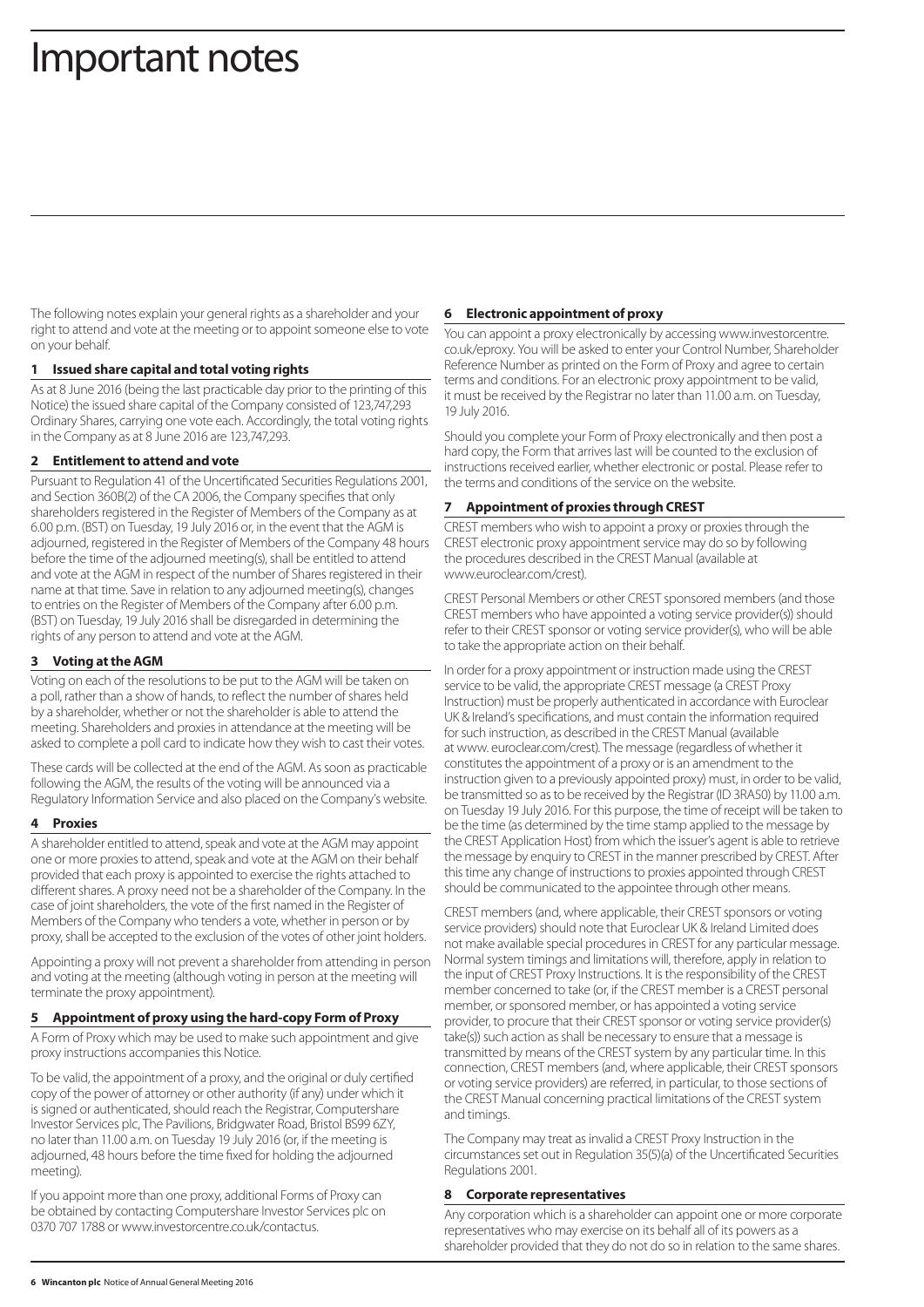# Important notes

The following notes explain your general rights as a shareholder and your right to attend and vote at the meeting or to appoint someone else to vote on your behalf.

### 1 Issued share capital and total voting rights

As at 8 June 2016 (being the last practicable day prior to the printing of this Notice) the issued share capital of the Company consisted of 123,747,293 Ordinary Shares, carrying one vote each. Accordingly, the total voting rights in the Company as at 8 June 2016 are 123,747,293.

### 2 Entitlement to attend and vote

Pursuant to Regulation 41 of the Uncertificated Securities Regulations 2001, and Section 360B(2) of the CA 2006, the Company specifies that only shareholders registered in the Register of Members of the Company as at 6.00 p.m. (BST) on Tuesday, 19 July 2016 or, in the event that the AGM is adjourned, registered in the Register of Members of the Company 48 hours before the time of the adjourned meeting(s), shall be entitled to attend and vote at the AGM in respect of the number of Shares registered in their name at that time. Save in relation to any adjourned meeting(s), changes to entries on the Register of Members of the Company after 6.00 p.m. (BST) on Tuesday, 19 July 2016 shall be disregarded in determining the rights of any person to attend and vote at the AGM.

### 3 Voting at the AGM

Voting on each of the resolutions to be put to the AGM will be taken on a poll, rather than a show of hands, to reflect the number of shares held by a shareholder, whether or not the shareholder is able to attend the meeting. Shareholders and proxies in attendance at the meeting will be asked to complete a poll card to indicate how they wish to cast their votes.

These cards will be collected at the end of the AGM. As soon as practicable following the AGM, the results of the voting will be announced via a Regulatory Information Service and also placed on the Company's website.

### 4 Proxies

A shareholder entitled to attend, speak and vote at the AGM may appoint one or more proxies to attend, speak and vote at the AGM on their behalf provided that each proxy is appointed to exercise the rights attached to different shares. A proxy need not be a shareholder of the Company. In the case of joint shareholders, the vote of the first named in the Register of Members of the Company who tenders a vote, whether in person or by proxy, shall be accepted to the exclusion of the votes of other joint holders.

Appointing a proxy will not prevent a shareholder from attending in person and voting at the meeting (although voting in person at the meeting will terminate the proxy appointment).

### 5 Appointment of proxy using the hard-copy Form of Proxy

A Form of Proxy which may be used to make such appointment and give proxy instructions accompanies this Notice.

To be valid, the appointment of a proxy, and the original or duly certified copy of the power of attorney or other authority (if any) under which it is signed or authenticated, should reach the Registrar, Computershare Investor Services plc, The Pavilions, Bridgwater Road, Bristol BS99 6ZY, no later than 11.00 a.m. on Tuesday 19 July 2016 (or, if the meeting is adjourned, 48 hours before the time fixed for holding the adjourned meeting).

If you appoint more than one proxy, additional Forms of Proxy can be obtained by contacting Computershare Investor Services plc on 0370 707 1788 or www.investorcentre.co.uk/contactus.

### 6 Electronic appointment of proxy

You can appoint a proxy electronically by accessing www.investorcentre.co.uk/eproxy. You will be asked to enter your Control Number, Shareholder Reference Number as printed on the Form of Proxy and agree to certain terms and conditions. For an electronic proxy appointment to be valid, it must be received by the Registrar no later than 11.00 a.m. on Tuesday, 19 July 2016.

Should you complete your Form of Proxy electronically and then post a hard copy, the Form that arrives last will be counted to the exclusion of instructions received earlier, whether electronic or postal. Please refer to the terms and conditions of the service on the website.

### 7 Appointment of proxies through CREST

CREST members who wish to appoint a proxy or proxies through the CREST electronic proxy appointment service may do so by following the procedures described in the CREST Manual (available at www.euroclear.com/crest).

CREST Personal Members or other CREST sponsored members (and those CREST members who have appointed a voting service provider(s)) should refer to their CREST sponsor or voting service provider(s), who will be able to take the appropriate action on their behalf.

In order for a proxy appointment or instruction made using the CREST service to be valid, the appropriate CREST message (a CREST Proxy Instruction) must be properly authenticated in accordance with Euroclear UK & Ireland's specifications, and must contain the information required for such instruction, as described in the CREST Manual (available at www. euroclear.com/crest). The message (regardless of whether it constitutes the appointment of a proxy or is an amendment to the instruction given to a previously appointed proxy) must, in order to be valid, be transmitted so as to be received by the Registrar (ID 3RA50) by 11.00 a.m. on Tuesday 19 July 2016. For this purpose, the time of receipt will be taken to be the time (as determined by the time stamp applied to the message by the CREST Application Host) from which the issuer's agent is able to retrieve the message by enquiry to CREST in the manner prescribed by CREST. After this time any change of instructions to proxies appointed through CREST should be communicated to the appointee through other means.

CREST members (and, where applicable, their CREST sponsors or voting service providers) should note that Euroclear UK & Ireland Limited does not make available special procedures in CREST for any particular message. Normal system timings and limitations will, therefore, apply in relation to the input of CREST Proxy Instructions. It is the responsibility of the CREST member concerned to take (or, if the CREST member is a CREST personal member, or sponsored member, or has appointed a voting service provider, to procure that their CREST sponsor or voting service provider(s) take(s)) such action as shall be necessary to ensure that a message is transmitted by means of the CREST system by any particular time. In this connection, CREST members (and, where applicable, their CREST sponsors or voting service providers) are referred, in particular, to those sections of the CREST Manual concerning practical limitations of the CREST system and timings.

The Company may treat as invalid a CREST Proxy Instruction in the circumstances set out in Regulation 35(5)(a) of the Uncertificated Securities Regulations 2001.

### 8 Corporate representatives

Any corporation which is a shareholder can appoint one or more corporate representatives who may exercise on its behalf all of its powers as a shareholder provided that they do not do so in relation to the same shares.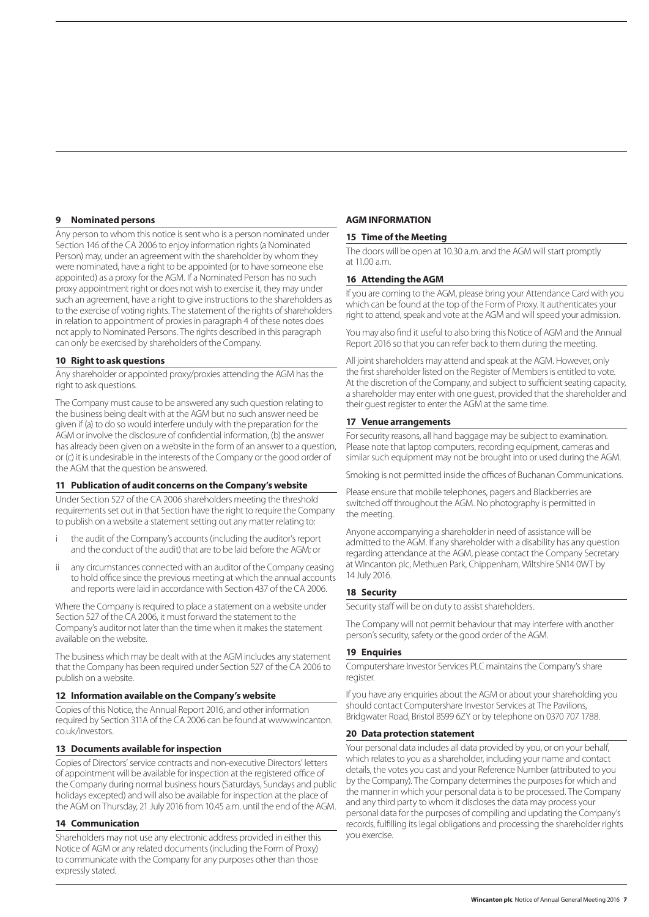### 9 Nominated persons

Any person to whom this notice is sent who is a person nominated under Section 146 of the CA 2006 to enjoy information rights (a Nominated Person) may, under an agreement with the shareholder by whom they were nominated, have a right to be appointed (or to have someone else appointed) as a proxy for the AGM. If a Nominated Person has no such proxy appointment right or does not wish to exercise it, they may under such an agreement, have a right to give instructions to the shareholders as to the exercise of voting rights. The statement of the rights of shareholders in relation to appointment of proxies in paragraph 4 of these notes does not apply to Nominated Persons. The rights described in this paragraph can only be exercised by shareholders of the Company.

### 10 Right to ask questions

Any shareholder or appointed proxy/proxies attending the AGM has the right to ask questions.

The Company must cause to be answered any such question relating to the business being dealt with at the AGM but no such answer need be given if (a) to do so would interfere unduly with the preparation for the AGM or involve the disclosure of confidential information, (b) the answer has already been given on a website in the form of an answer to a question, or (c) it is undesirable in the interests of the Company or the good order of the AGM that the question be answered.

### 11 Publication of audit concerns on the Company's website

Under Section 527 of the CA 2006 shareholders meeting the threshold requirements set out in that Section have the right to require the Company to publish on a website a statement setting out any matter relating to:

- i the audit of the Company's accounts (including the auditor's report and the conduct of the audit) that are to be laid before the AGM; or
- ii any circumstances connected with an auditor of the Company ceasing to hold office since the previous meeting at which the annual accounts and reports were laid in accordance with Section 437 of the CA 2006.

Where the Company is required to place a statement on a website under Section 527 of the CA 2006, it must forward the statement to the Company's auditor not later than the time when it makes the statement available on the website.

The business which may be dealt with at the AGM includes any statement that the Company has been required under Section 527 of the CA 2006 to publish on a website.

### 12 Information available on the Company's website

Copies of this Notice, the Annual Report 2016, and other information required by Section 311A of the CA 2006 can be found at www.wincanton.co.uk/investors.

### 13 Documents available for inspection

Copies of Directors' service contracts and non-executive Directors' letters of appointment will be available for inspection at the registered office of the Company during normal business hours (Saturdays, Sundays and public holidays excepted) and will also be available for inspection at the place of the AGM on Thursday, 21 July 2016 from 10.45 a.m. until the end of the AGM.

### 14 Communication

Shareholders may not use any electronic address provided in either this Notice of AGM or any related documents (including the Form of Proxy) to communicate with the Company for any purposes other than those expressly stated.

## AGM INFORMATION

### 15 Time of the Meeting

The doors will be open at 10.30 a.m. and the AGM will start promptly at 11.00 a.m.

### 16 Attending the AGM

If you are coming to the AGM, please bring your Attendance Card with you which can be found at the top of the Form of Proxy. It authenticates your right to attend, speak and vote at the AGM and will speed your admission.

You may also find it useful to also bring this Notice of AGM and the Annual Report 2016 so that you can refer back to them during the meeting.

All joint shareholders may attend and speak at the AGM. However, only the first shareholder listed on the Register of Members is entitled to vote. At the discretion of the Company, and subject to sufficient seating capacity, a shareholder may enter with one guest, provided that the shareholder and their guest register to enter the AGM at the same time.

### 17 Venue arrangements

For security reasons, all hand baggage may be subject to examination. Please note that laptop computers, recording equipment, cameras and similar such equipment may not be brought into or used during the AGM.

Smoking is not permitted inside the offices of Buchanan Communications.

Please ensure that mobile telephones, pagers and Blackberries are switched off throughout the AGM. No photography is permitted in the meeting.

Anyone accompanying a shareholder in need of assistance will be admitted to the AGM. If any shareholder with a disability has any question regarding attendance at the AGM, please contact the Company Secretary at Wincanton plc, Methuen Park, Chippenham, Wiltshire SN14 0WT by 14 July 2016.

### 18 Security

Security staff will be on duty to assist shareholders.

The Company will not permit behaviour that may interfere with another person's security, safety or the good order of the AGM.

### 19 Enquiries

Computershare Investor Services PLC maintains the Company's share register.

If you have any enquiries about the AGM or about your shareholding you should contact Computershare Investor Services at The Pavilions, Bridgwater Road, Bristol BS99 6ZY or by telephone on 0370 707 1788.

### 20 Data protection statement

Your personal data includes all data provided by you, or on your behalf, which relates to you as a shareholder, including your name and contact details, the votes you cast and your Reference Number (attributed to you by the Company). The Company determines the purposes for which and the manner in which your personal data is to be processed. The Company and any third party to whom it discloses the data may process your personal data for the purposes of compiling and updating the Company's records, fulfilling its legal obligations and processing the shareholder rights you exercise.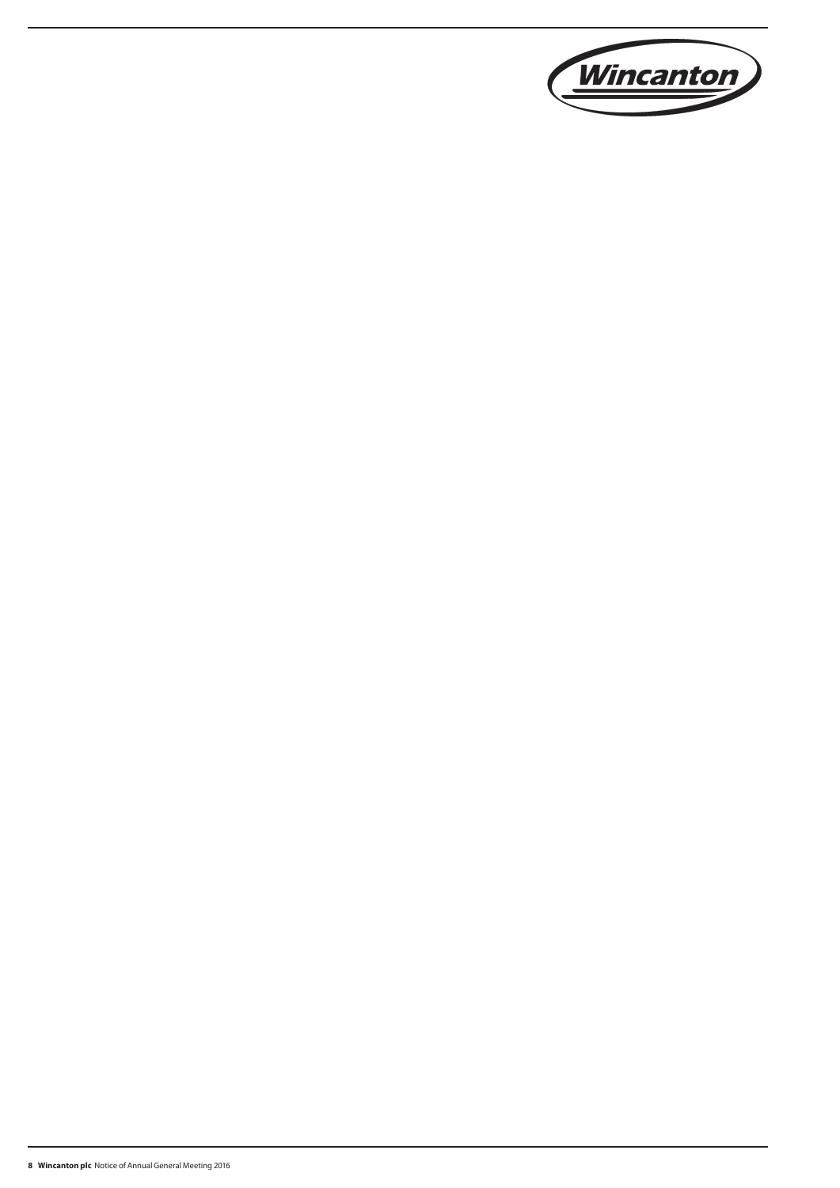Wincanton